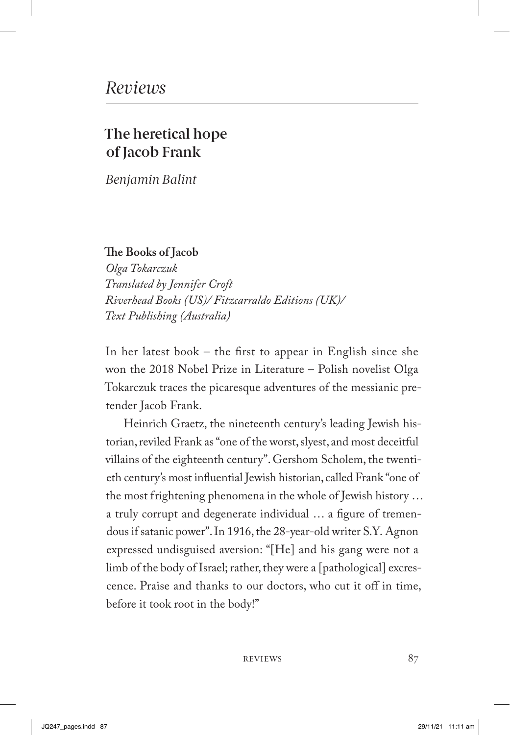# *Reviews*

## The heretical hope of Jacob Frank

*Benjamin Balint*

**The Books of Jacob**
*Olga Tokarczuk*
*Translated by Jennifer Croft*
*Riverhead Books (US)/ Fitzcarraldo Editions (UK)/ Text Publishing (Australia)*

In her latest book – the first to appear in English since she won the 2018 Nobel Prize in Literature – Polish novelist Olga Tokarczuk traces the picaresque adventures of the messianic pretender Jacob Frank.

Heinrich Graetz, the nineteenth century's leading Jewish historian, reviled Frank as "one of the worst, slyest, and most deceitful villains of the eighteenth century". Gershom Scholem, the twentieth century's most influential Jewish historian, called Frank "one of the most frightening phenomena in the whole of Jewish history … a truly corrupt and degenerate individual … a figure of tremendous if satanic power". In 1916, the 28-year-old writer S.Y. Agnon expressed undisguised aversion: "[He] and his gang were not a limb of the body of Israel; rather, they were a [pathological] excrescence. Praise and thanks to our doctors, who cut it off in time, before it took root in the body!"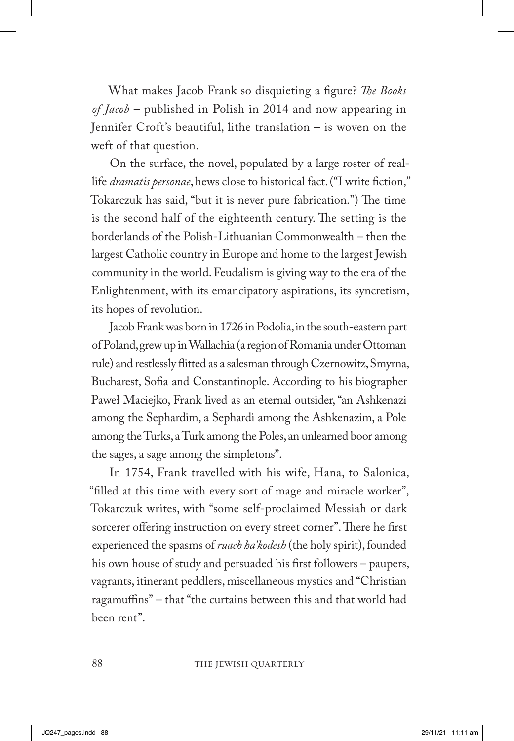What makes Jacob Frank so disquieting a figure? *The Books of Jacob* – published in Polish in 2014 and now appearing in Jennifer Croft's beautiful, lithe translation – is woven on the weft of that question.

On the surface, the novel, populated by a large roster of real-life *dramatis personae*, hews close to historical fact. ("I write fiction," Tokarczuk has said, "but it is never pure fabrication.") The time is the second half of the eighteenth century. The setting is the borderlands of the Polish-Lithuanian Commonwealth – then the largest Catholic country in Europe and home to the largest Jewish community in the world. Feudalism is giving way to the era of the Enlightenment, with its emancipatory aspirations, its syncretism, its hopes of revolution.

Jacob Frank was born in 1726 in Podolia, in the south-eastern part of Poland, grew up in Wallachia (a region of Romania under Ottoman rule) and restlessly flitted as a salesman through Czernowitz, Smyrna, Bucharest, Sofia and Constantinople. According to his biographer Paweł Maciejko, Frank lived as an eternal outsider, "an Ashkenazi among the Sephardim, a Sephardi among the Ashkenazim, a Pole among the Turks, a Turk among the Poles, an unlearned boor among the sages, a sage among the simpletons".

In 1754, Frank travelled with his wife, Hana, to Salonica, "filled at this time with every sort of mage and miracle worker", Tokarczuk writes, with "some self-proclaimed Messiah or dark sorcerer offering instruction on every street corner". There he first experienced the spasms of *ruach ha'kodesh* (the holy spirit), founded his own house of study and persuaded his first followers – paupers, vagrants, itinerant peddlers, miscellaneous mystics and "Christian ragamuffins" – that "the curtains between this and that world had been rent".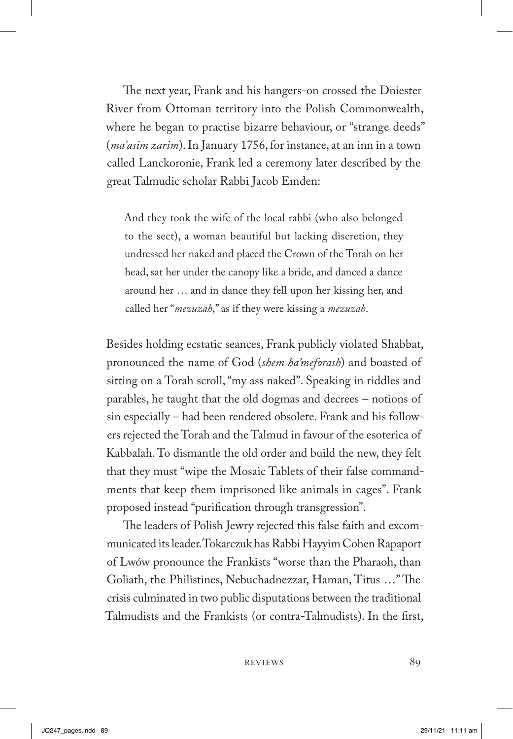The next year, Frank and his hangers-on crossed the Dniester River from Ottoman territory into the Polish Commonwealth, where he began to practise bizarre behaviour, or "strange deeds" (*ma'asim zarim*). In January 1756, for instance, at an inn in a town called Lanckoronie, Frank led a ceremony later described by the great Talmudic scholar Rabbi Jacob Emden:

> And they took the wife of the local rabbi (who also belonged to the sect), a woman beautiful but lacking discretion, they undressed her naked and placed the Crown of the Torah on her head, sat her under the canopy like a bride, and danced a dance around her … and in dance they fell upon her kissing her, and called her "*mezuzah*," as if they were kissing a *mezuzah*.

Besides holding ecstatic seances, Frank publicly violated Shabbat, pronounced the name of God (*shem ha'meforash*) and boasted of sitting on a Torah scroll, "my ass naked". Speaking in riddles and parables, he taught that the old dogmas and decrees – notions of sin especially – had been rendered obsolete. Frank and his followers rejected the Torah and the Talmud in favour of the esoterica of Kabbalah. To dismantle the old order and build the new, they felt that they must "wipe the Mosaic Tablets of their false commandments that keep them imprisoned like animals in cages". Frank proposed instead "purification through transgression".

The leaders of Polish Jewry rejected this false faith and excommunicated its leader. Tokarczuk has Rabbi Hayyim Cohen Rapaport of Lwów pronounce the Frankists "worse than the Pharaoh, than Goliath, the Philistines, Nebuchadnezzar, Haman, Titus …" The crisis culminated in two public disputations between the traditional Talmudists and the Frankists (or contra-Talmudists). In the first,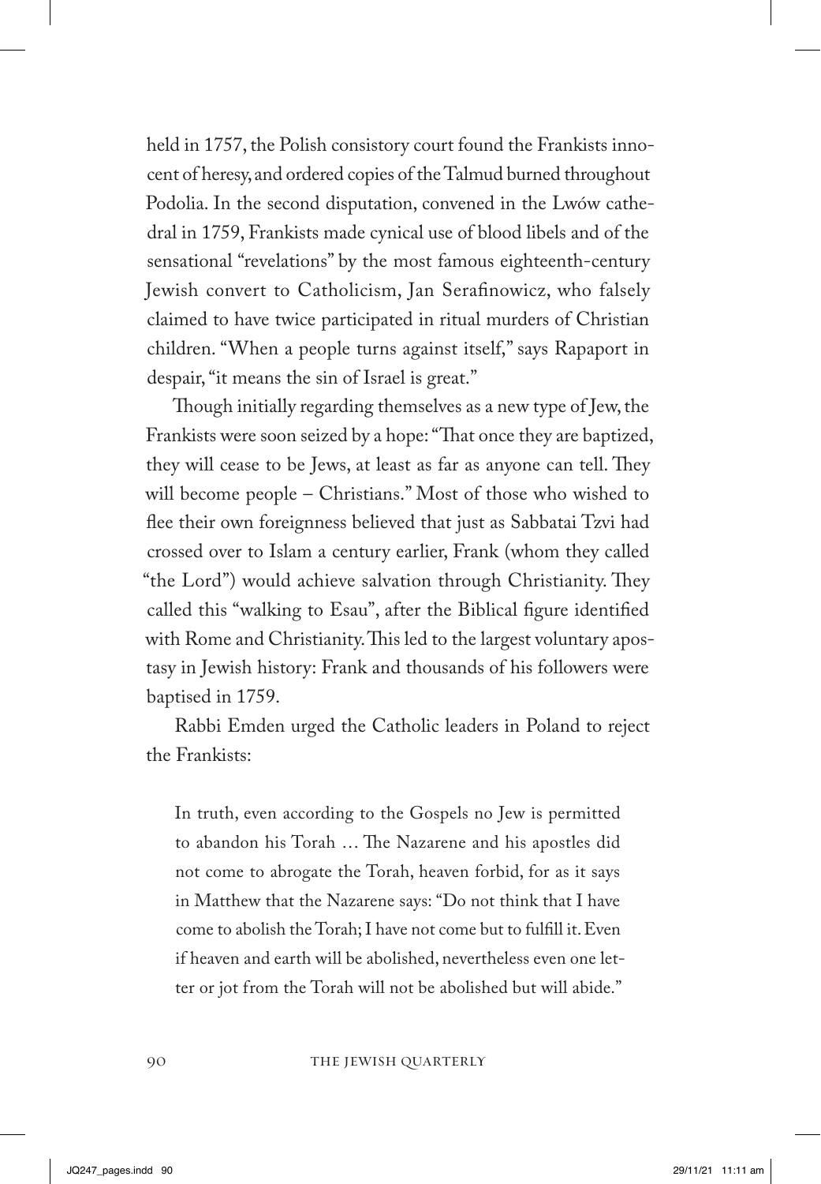held in 1757, the Polish consistory court found the Frankists innocent of heresy, and ordered copies of the Talmud burned throughout Podolia. In the second disputation, convened in the Lwów cathedral in 1759, Frankists made cynical use of blood libels and of the sensational "revelations" by the most famous eighteenth-century Jewish convert to Catholicism, Jan Serafinowicz, who falsely claimed to have twice participated in ritual murders of Christian children. "When a people turns against itself," says Rapaport in despair, "it means the sin of Israel is great."

Though initially regarding themselves as a new type of Jew, the Frankists were soon seized by a hope: "That once they are baptized, they will cease to be Jews, at least as far as anyone can tell. They will become people – Christians." Most of those who wished to flee their own foreignness believed that just as Sabbatai Tzvi had crossed over to Islam a century earlier, Frank (whom they called "the Lord") would achieve salvation through Christianity. They called this "walking to Esau", after the Biblical figure identified with Rome and Christianity. This led to the largest voluntary apostasy in Jewish history: Frank and thousands of his followers were baptised in 1759.

Rabbi Emden urged the Catholic leaders in Poland to reject the Frankists:

> In truth, even according to the Gospels no Jew is permitted to abandon his Torah … The Nazarene and his apostles did not come to abrogate the Torah, heaven forbid, for as it says in Matthew that the Nazarene says: "Do not think that I have come to abolish the Torah; I have not come but to fulfill it. Even if heaven and earth will be abolished, nevertheless even one letter or jot from the Torah will not be abolished but will abide."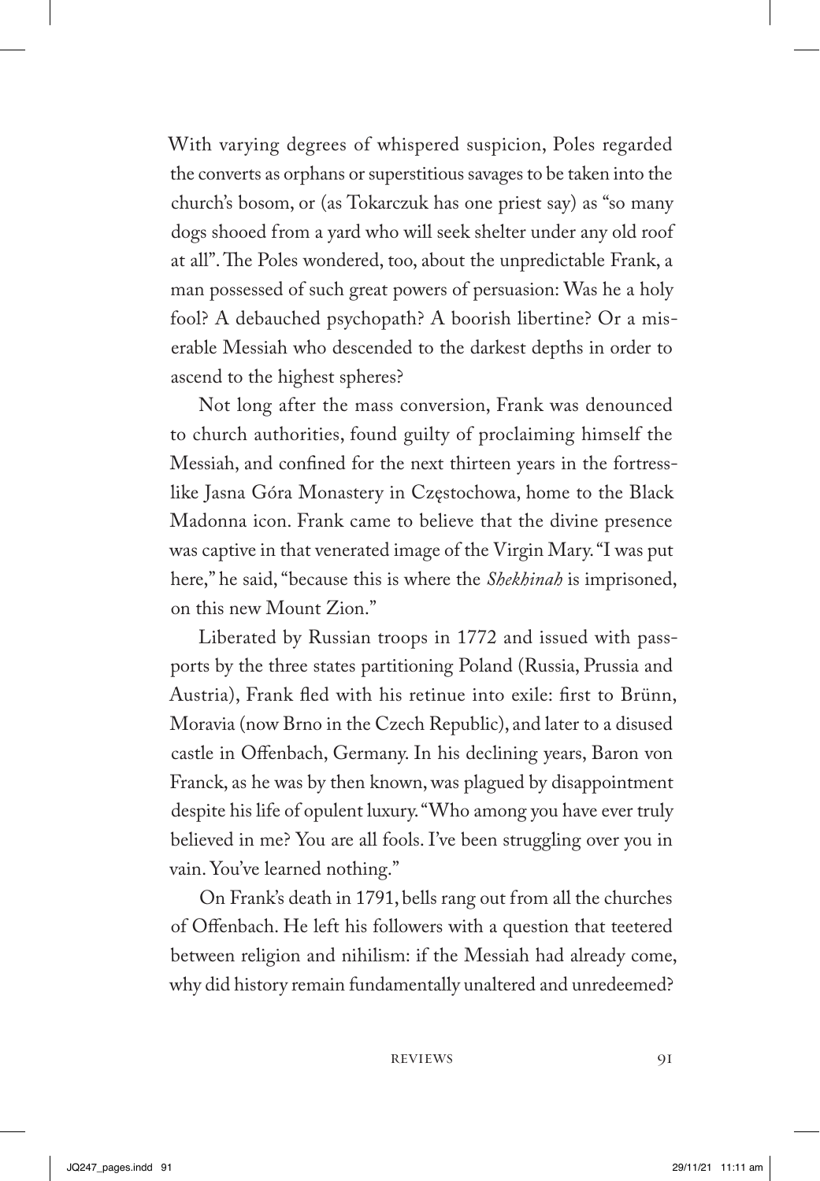With varying degrees of whispered suspicion, Poles regarded the converts as orphans or superstitious savages to be taken into the church's bosom, or (as Tokarczuk has one priest say) as "so many dogs shooed from a yard who will seek shelter under any old roof at all". The Poles wondered, too, about the unpredictable Frank, a man possessed of such great powers of persuasion: Was he a holy fool? A debauched psychopath? A boorish libertine? Or a miserable Messiah who descended to the darkest depths in order to ascend to the highest spheres?

Not long after the mass conversion, Frank was denounced to church authorities, found guilty of proclaiming himself the Messiah, and confined for the next thirteen years in the fortress-like Jasna Góra Monastery in Częstochowa, home to the Black Madonna icon. Frank came to believe that the divine presence was captive in that venerated image of the Virgin Mary. "I was put here," he said, "because this is where the *Shekhinah* is imprisoned, on this new Mount Zion."

Liberated by Russian troops in 1772 and issued with passports by the three states partitioning Poland (Russia, Prussia and Austria), Frank fled with his retinue into exile: first to Brünn, Moravia (now Brno in the Czech Republic), and later to a disused castle in Offenbach, Germany. In his declining years, Baron von Franck, as he was by then known, was plagued by disappointment despite his life of opulent luxury. "Who among you have ever truly believed in me? You are all fools. I've been struggling over you in vain. You've learned nothing."

On Frank's death in 1791, bells rang out from all the churches of Offenbach. He left his followers with a question that teetered between religion and nihilism: if the Messiah had already come, why did history remain fundamentally unaltered and unredeemed?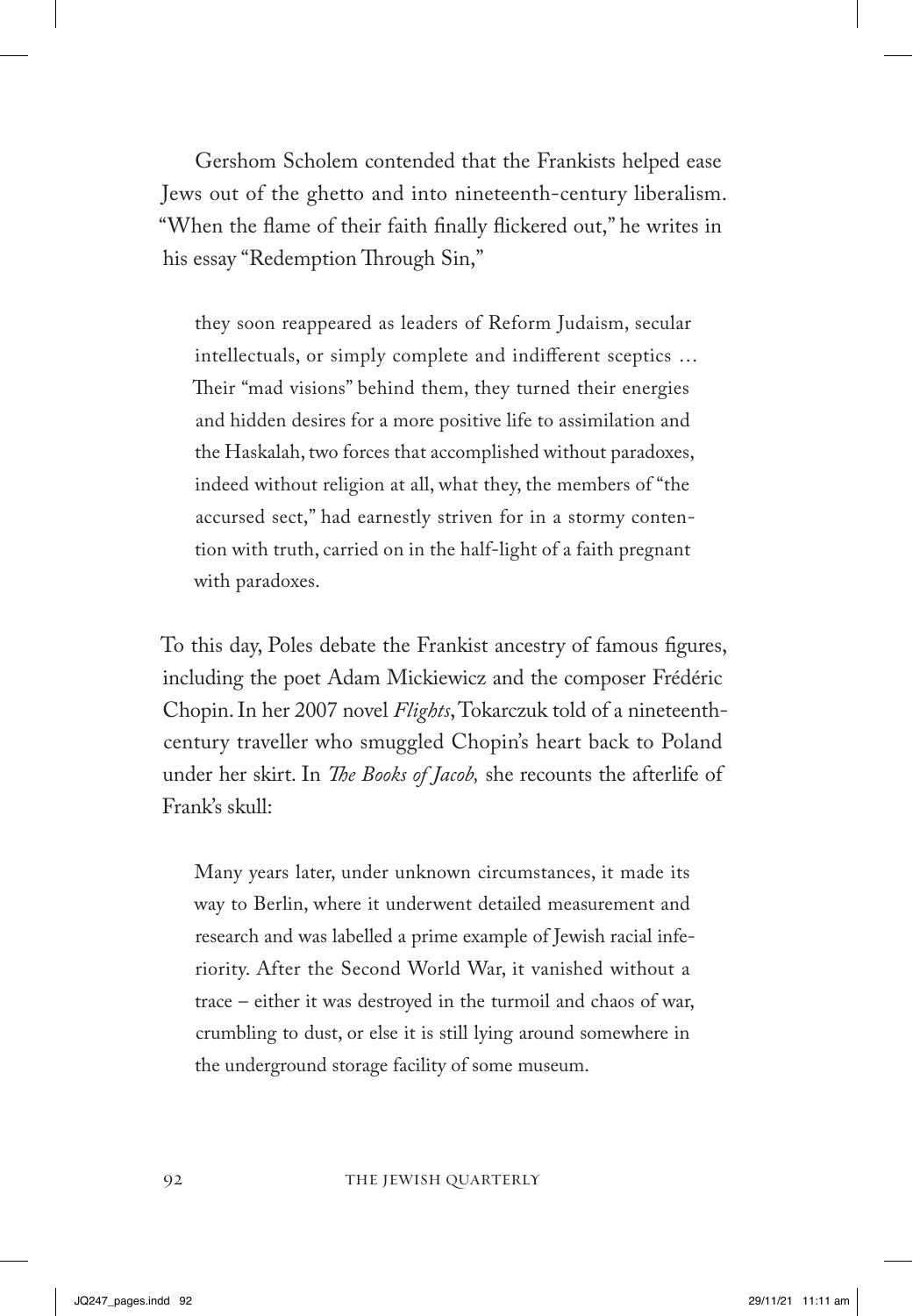Gershom Scholem contended that the Frankists helped ease Jews out of the ghetto and into nineteenth-century liberalism. "When the flame of their faith finally flickered out," he writes in his essay "Redemption Through Sin,"

> they soon reappeared as leaders of Reform Judaism, secular intellectuals, or simply complete and indifferent sceptics … Their "mad visions" behind them, they turned their energies and hidden desires for a more positive life to assimilation and the Haskalah, two forces that accomplished without paradoxes, indeed without religion at all, what they, the members of "the accursed sect," had earnestly striven for in a stormy contention with truth, carried on in the half-light of a faith pregnant with paradoxes.

To this day, Poles debate the Frankist ancestry of famous figures, including the poet Adam Mickiewicz and the composer Frédéric Chopin. In her 2007 novel *Flights*, Tokarczuk told of a nineteenth-century traveller who smuggled Chopin's heart back to Poland under her skirt. In *The Books of Jacob,* she recounts the afterlife of Frank's skull:

> Many years later, under unknown circumstances, it made its way to Berlin, where it underwent detailed measurement and research and was labelled a prime example of Jewish racial inferiority. After the Second World War, it vanished without a trace – either it was destroyed in the turmoil and chaos of war, crumbling to dust, or else it is still lying around somewhere in the underground storage facility of some museum.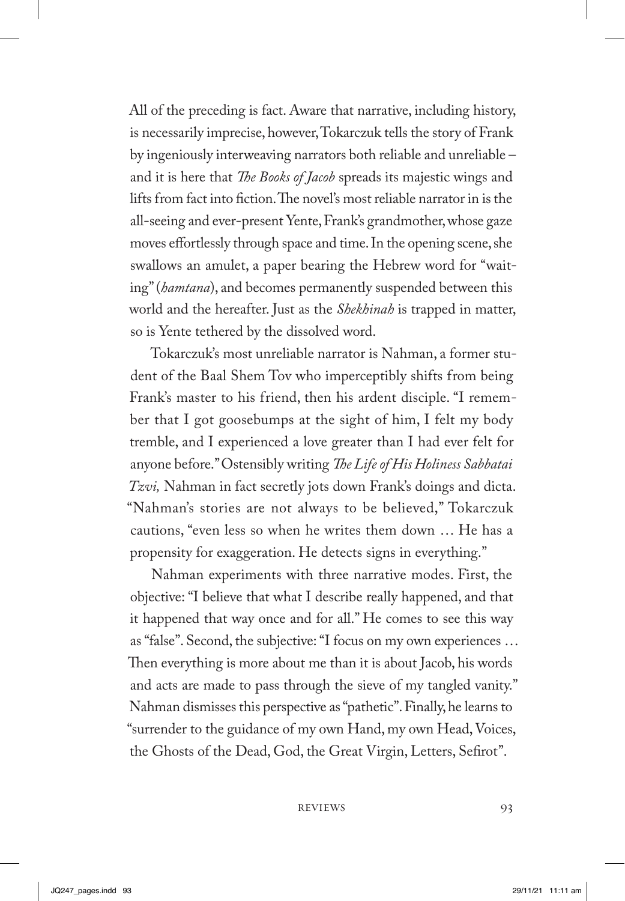All of the preceding is fact. Aware that narrative, including history, is necessarily imprecise, however, Tokarczuk tells the story of Frank by ingeniously interweaving narrators both reliable and unreliable – and it is here that *The Books of Jacob* spreads its majestic wings and lifts from fact into fiction. The novel's most reliable narrator in is the all-seeing and ever-present Yente, Frank's grandmother, whose gaze moves effortlessly through space and time. In the opening scene, she swallows an amulet, a paper bearing the Hebrew word for "waiting" (*hamtana*), and becomes permanently suspended between this world and the hereafter. Just as the *Shekhinah* is trapped in matter, so is Yente tethered by the dissolved word.

Tokarczuk's most unreliable narrator is Nahman, a former student of the Baal Shem Tov who imperceptibly shifts from being Frank's master to his friend, then his ardent disciple. "I remember that I got goosebumps at the sight of him, I felt my body tremble, and I experienced a love greater than I had ever felt for anyone before." Ostensibly writing *The Life of His Holiness Sabbatai Tzvi,* Nahman in fact secretly jots down Frank's doings and dicta. "Nahman's stories are not always to be believed," Tokarczuk cautions, "even less so when he writes them down … He has a propensity for exaggeration. He detects signs in everything."

Nahman experiments with three narrative modes. First, the objective: "I believe that what I describe really happened, and that it happened that way once and for all." He comes to see this way as "false". Second, the subjective: "I focus on my own experiences … Then everything is more about me than it is about Jacob, his words and acts are made to pass through the sieve of my tangled vanity." Nahman dismisses this perspective as "pathetic". Finally, he learns to "surrender to the guidance of my own Hand, my own Head, Voices, the Ghosts of the Dead, God, the Great Virgin, Letters, Sefirot".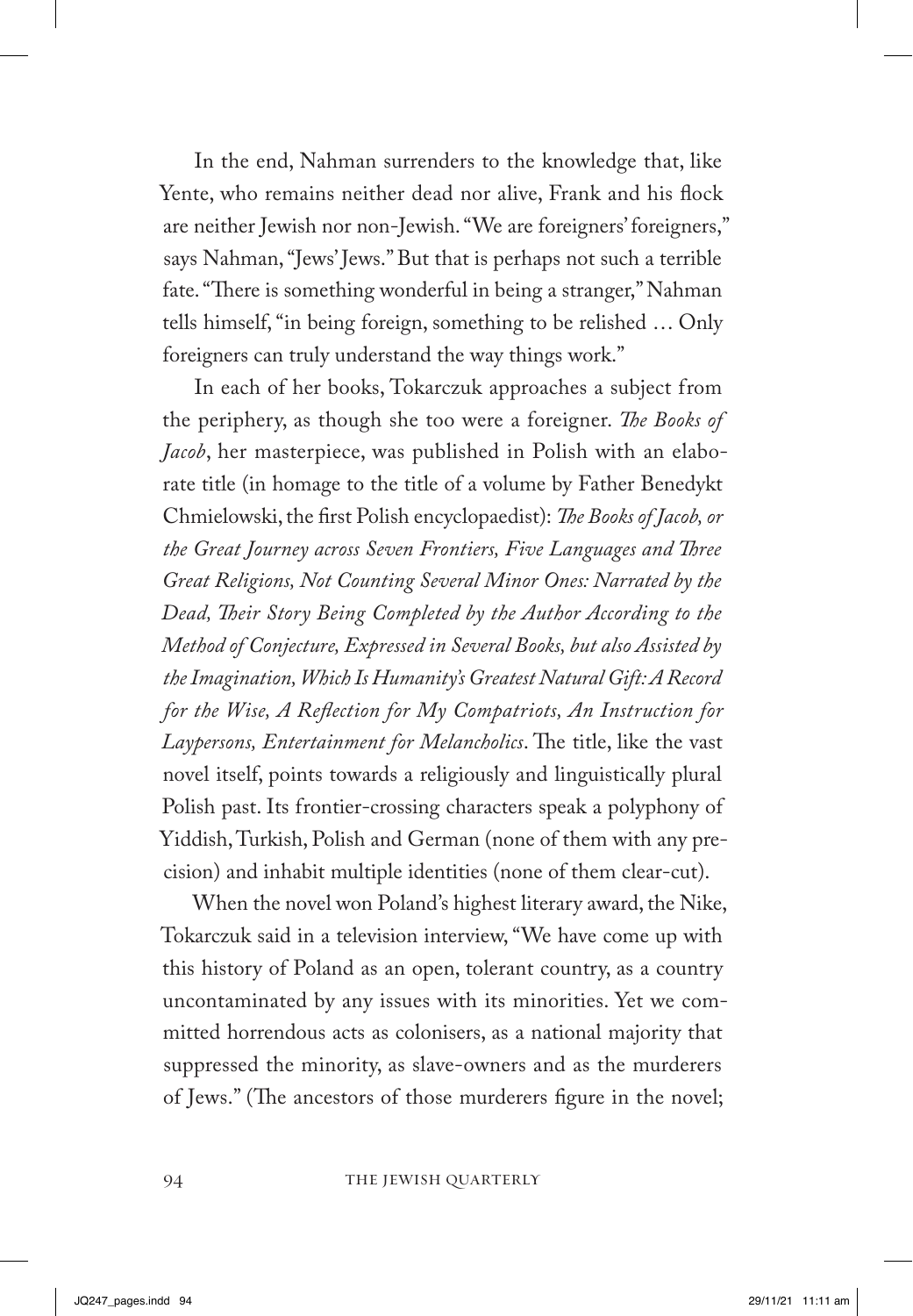In the end, Nahman surrenders to the knowledge that, like Yente, who remains neither dead nor alive, Frank and his flock are neither Jewish nor non-Jewish. "We are foreigners' foreigners," says Nahman, "Jews' Jews." But that is perhaps not such a terrible fate. "There is something wonderful in being a stranger," Nahman tells himself, "in being foreign, something to be relished … Only foreigners can truly understand the way things work."

In each of her books, Tokarczuk approaches a subject from the periphery, as though she too were a foreigner. *The Books of Jacob*, her masterpiece, was published in Polish with an elaborate title (in homage to the title of a volume by Father Benedykt Chmielowski, the first Polish encyclopaedist): *The Books of Jacob, or the Great Journey across Seven Frontiers, Five Languages and Three Great Religions, Not Counting Several Minor Ones: Narrated by the Dead, Their Story Being Completed by the Author According to the Method of Conjecture, Expressed in Several Books, but also Assisted by the Imagination, Which Is Humanity's Greatest Natural Gift: A Record for the Wise, A Reflection for My Compatriots, An Instruction for Laypersons, Entertainment for Melancholics*. The title, like the vast novel itself, points towards a religiously and linguistically plural Polish past. Its frontier-crossing characters speak a polyphony of Yiddish, Turkish, Polish and German (none of them with any precision) and inhabit multiple identities (none of them clear-cut).

When the novel won Poland's highest literary award, the Nike, Tokarczuk said in a television interview, "We have come up with this history of Poland as an open, tolerant country, as a country uncontaminated by any issues with its minorities. Yet we committed horrendous acts as colonisers, as a national majority that suppressed the minority, as slave-owners and as the murderers of Jews." (The ancestors of those murderers figure in the novel;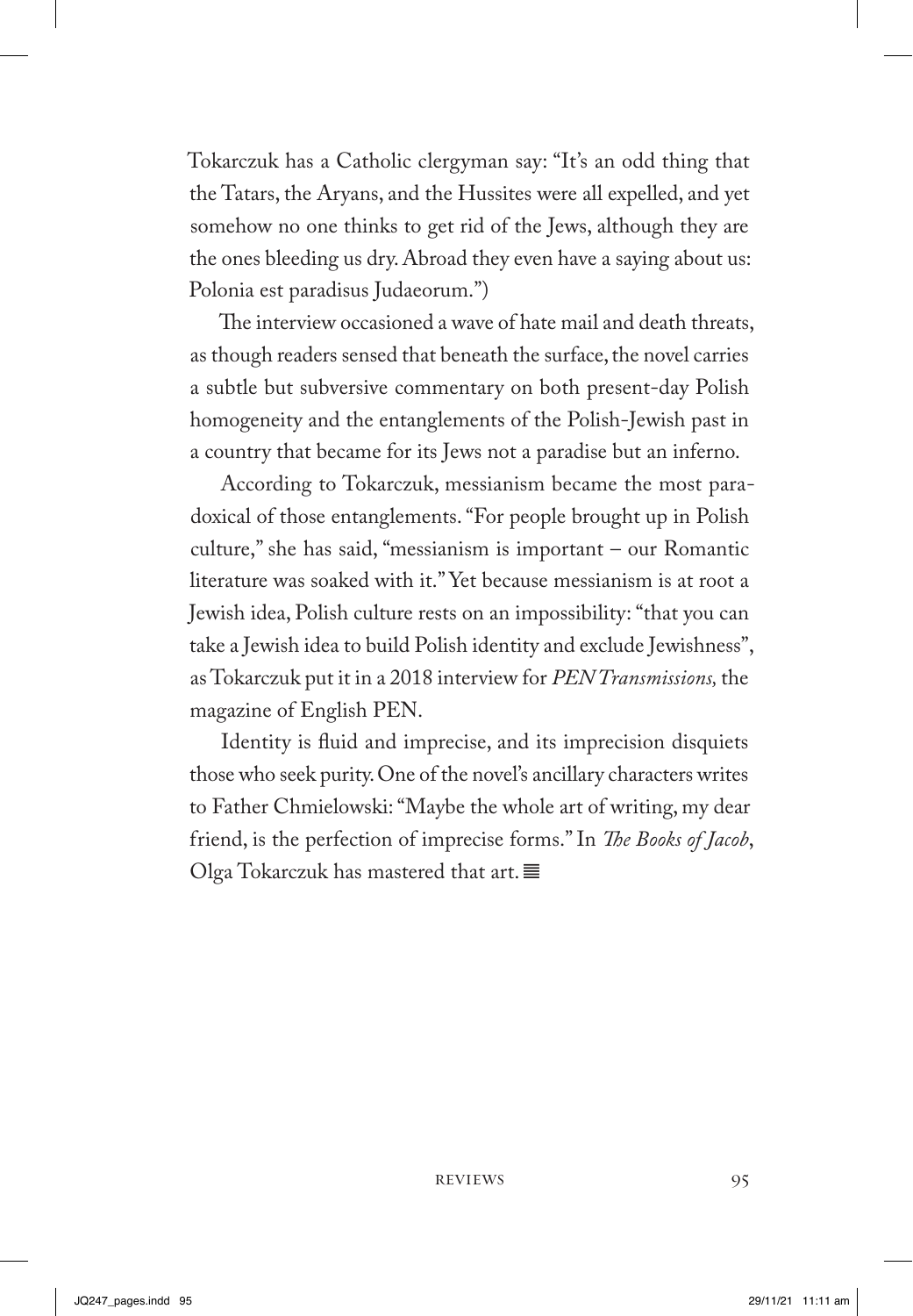Tokarczuk has a Catholic clergyman say: "It's an odd thing that the Tatars, the Aryans, and the Hussites were all expelled, and yet somehow no one thinks to get rid of the Jews, although they are the ones bleeding us dry. Abroad they even have a saying about us: Polonia est paradisus Judaeorum.")

The interview occasioned a wave of hate mail and death threats, as though readers sensed that beneath the surface, the novel carries a subtle but subversive commentary on both present-day Polish homogeneity and the entanglements of the Polish-Jewish past in a country that became for its Jews not a paradise but an inferno.

According to Tokarczuk, messianism became the most paradoxical of those entanglements. "For people brought up in Polish culture," she has said, "messianism is important – our Romantic literature was soaked with it." Yet because messianism is at root a Jewish idea, Polish culture rests on an impossibility: "that you can take a Jewish idea to build Polish identity and exclude Jewishness", as Tokarczuk put it in a 2018 interview for *PEN Transmissions,* the magazine of English PEN.

Identity is fluid and imprecise, and its imprecision disquiets those who seek purity. One of the novel's ancillary characters writes to Father Chmielowski: "Maybe the whole art of writing, my dear friend, is the perfection of imprecise forms." In *The Books of Jacob*, Olga Tokarczuk has mastered that art. ≣